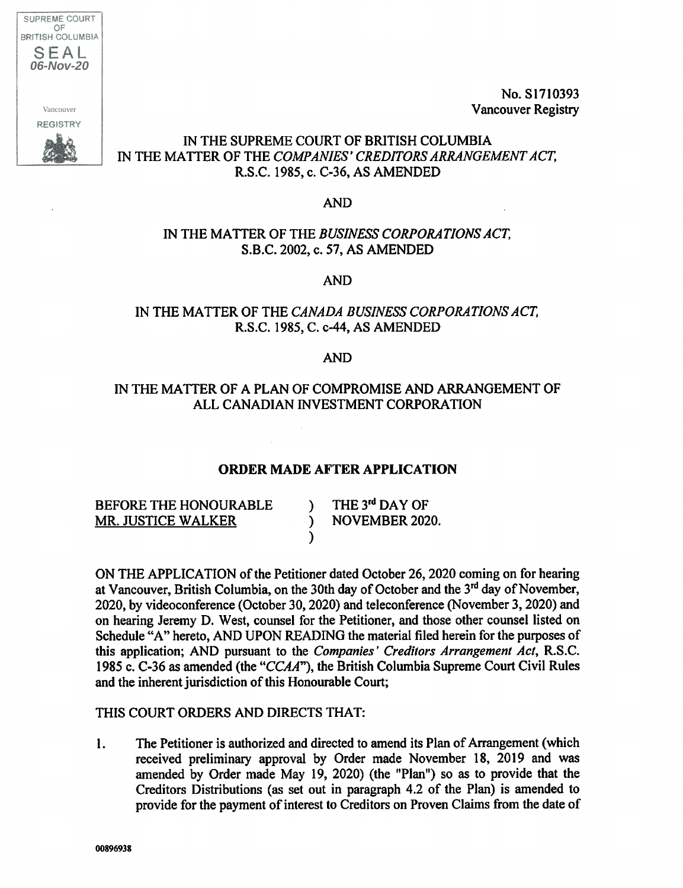SUPREME COURT OF BRITISH COLUMBIA
SEAL
06-Nov-20
Vancouver
REGISTRY

No. S1710393
Vancouver Registry

IN THE SUPREME COURT OF BRITISH COLUMBIA
IN THE MATTER OF THE *COMPANIES' CREDITORS ARRANGEMENT ACT*,
R.S.C. 1985, c. C-36, AS AMENDED

AND

IN THE MATTER OF THE *BUSINESS CORPORATIONS ACT*,
S.B.C. 2002, c. 57, AS AMENDED

AND

IN THE MATTER OF THE *CANADA BUSINESS CORPORATIONS ACT*,
R.S.C. 1985, C. c-44, AS AMENDED

AND

IN THE MATTER OF A PLAN OF COMPROMISE AND ARRANGEMENT OF
ALL CANADIAN INVESTMENT CORPORATION

**ORDER MADE AFTER APPLICATION**

| | | |
|---|---|---|
| BEFORE THE HONOURABLE | ) | THE 3rd DAY OF |
| MR. JUSTICE WALKER | ) | NOVEMBER 2020. |
| | ) | |

ON THE APPLICATION of the Petitioner dated October 26, 2020 coming on for hearing at Vancouver, British Columbia, on the 30th day of October and the 3rd day of November, 2020, by videoconference (October 30, 2020) and teleconference (November 3, 2020) and on hearing Jeremy D. West, counsel for the Petitioner, and those other counsel listed on Schedule "A" hereto, AND UPON READING the material filed herein for the purposes of this application; AND pursuant to the *Companies' Creditors Arrangement Act*, R.S.C. 1985 c. C-36 as amended (the "*CCAA*"), the British Columbia Supreme Court Civil Rules and the inherent jurisdiction of this Honourable Court;

THIS COURT ORDERS AND DIRECTS THAT:

1. The Petitioner is authorized and directed to amend its Plan of Arrangement (which received preliminary approval by Order made November 18, 2019 and was amended by Order made May 19, 2020) (the "Plan") so as to provide that the Creditors Distributions (as set out in paragraph 4.2 of the Plan) is amended to provide for the payment of interest to Creditors on Proven Claims from the date of

00896938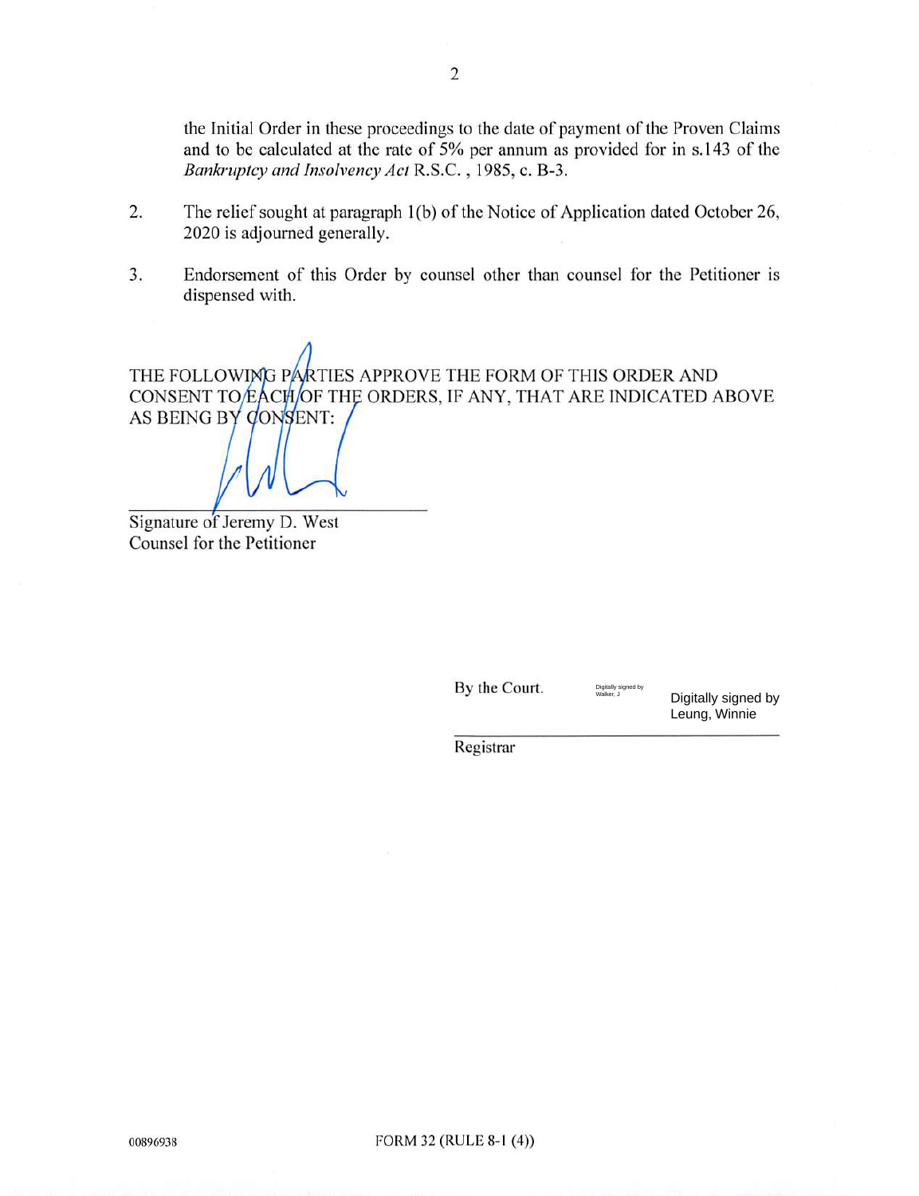the Initial Order in these proceedings to the date of payment of the Proven Claims and to be calculated at the rate of 5% per annum as provided for in s.143 of the *Bankruptcy and Insolvency Act* R.S.C. , 1985, c. B-3.

2. The relief sought at paragraph 1(b) of the Notice of Application dated October 26, 2020 is adjourned generally.

3. Endorsement of this Order by counsel other than counsel for the Petitioner is dispensed with.

THE FOLLOWING PARTIES APPROVE THE FORM OF THIS ORDER AND CONSENT TO EACH OF THE ORDERS, IF ANY, THAT ARE INDICATED ABOVE AS BEING BY CONSENT:

\_\_\_\_\_\_\_\_\_\_\_\_\_\_\_\_\_\_\_\_\_\_\_\_\_\_\_\_\_\_\_\_

Signature of Jeremy D. West
Counsel for the Petitioner

By the Court.

Digitally signed by Walker, J

Digitally signed by Leung, Winnie

\_\_\_\_\_\_\_\_\_\_\_\_\_\_\_\_\_\_\_\_\_\_\_\_\_\_\_\_\_\_\_\_

Registrar

00896938

FORM 32 (RULE 8-1 (4))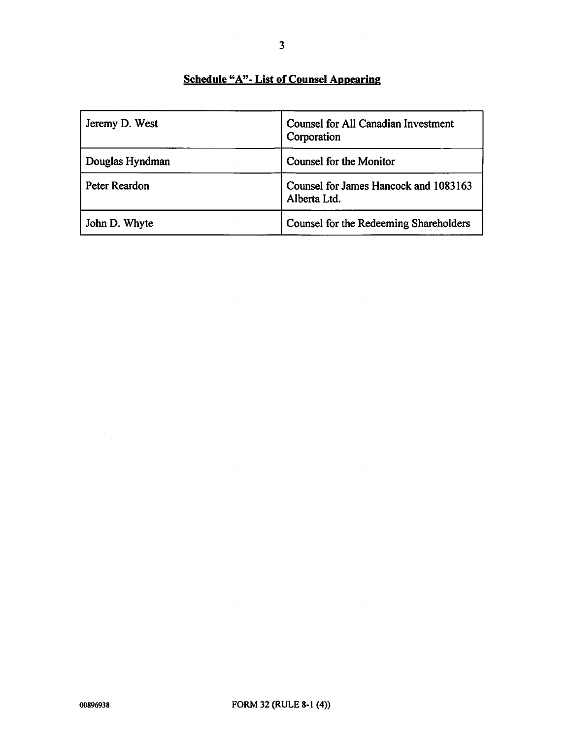**Schedule "A"- List of Counsel Appearing**

| Jeremy D. West | Counsel for All Canadian Investment Corporation |
|---|---|
| Douglas Hyndman | Counsel for the Monitor |
| Peter Reardon | Counsel for James Hancock and 1083163 Alberta Ltd. |
| John D. Whyte | Counsel for the Redeeming Shareholders |

00896938 FORM 32 (RULE 8-1 (4))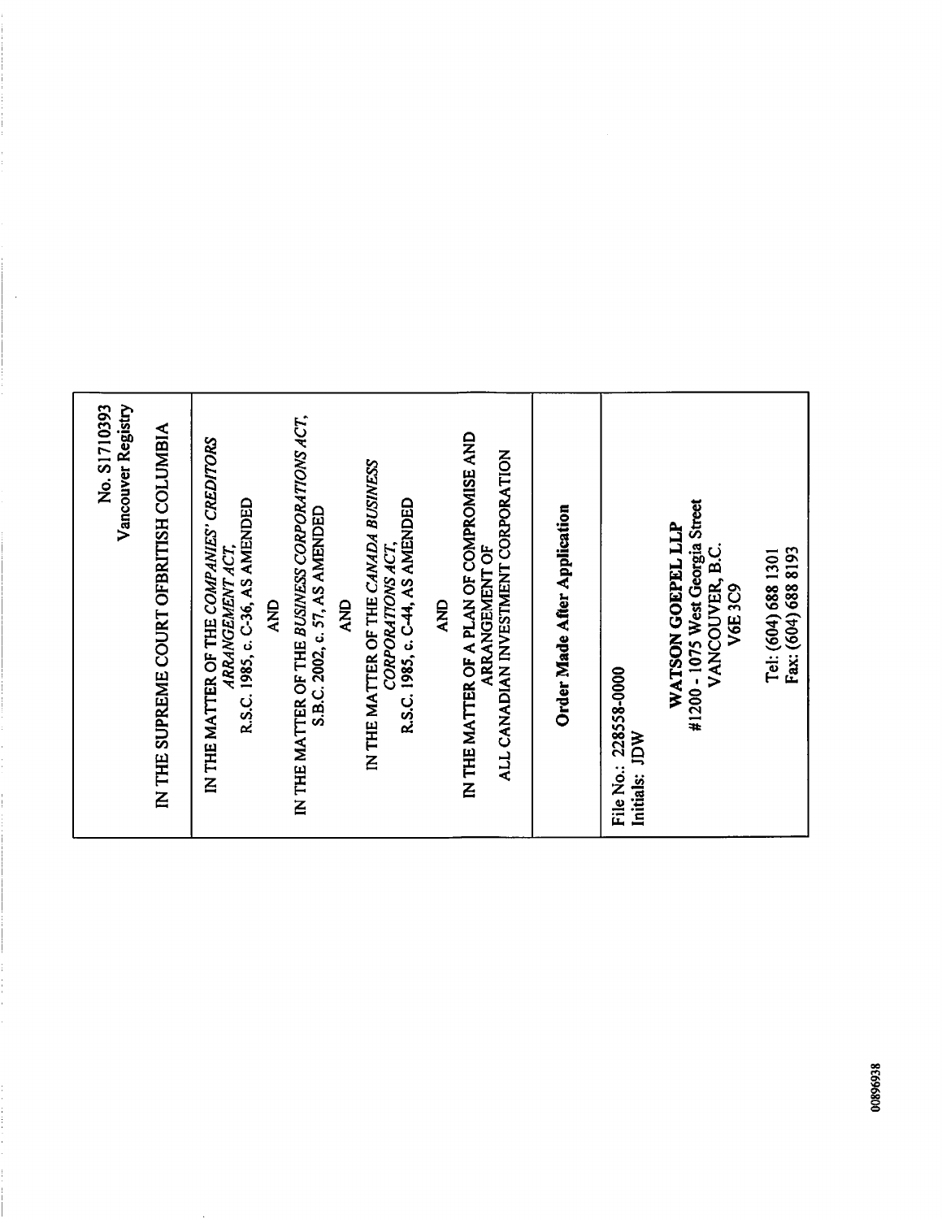No. S1710393
Vancouver Registry

IN THE SUPREME COURT OFBRITISH COLUMBIA

IN THE MATTER OF THE *COMPANIES' CREDITORS ARRANGEMENT ACT*,
R.S.C. 1985, c. C-36, AS AMENDED

AND

IN THE MATTER OF THE *BUSINESS CORPORATIONS ACT*,
S.B.C. 2002, c. 57, AS AMENDED

AND

IN THE MATTER OF THE *CANADA BUSINESS CORPORATIONS ACT*,
R.S.C. 1985, c. C-44, AS AMENDED

AND

IN THE MATTER OF A PLAN OF COMPROMISE AND ARRANGEMENT OF
ALL CANADIAN INVESTMENT CORPORATION

**Order Made After Application**

File No.: 228558-0000
Initials: JDW

**WATSON GOEPEL LLP**
#1200 - 1075 West Georgia Street
VANCOUVER, B.C.
V6E 3C9

Tel: (604) 688 1301
Fax: (604) 688 8193

00896938